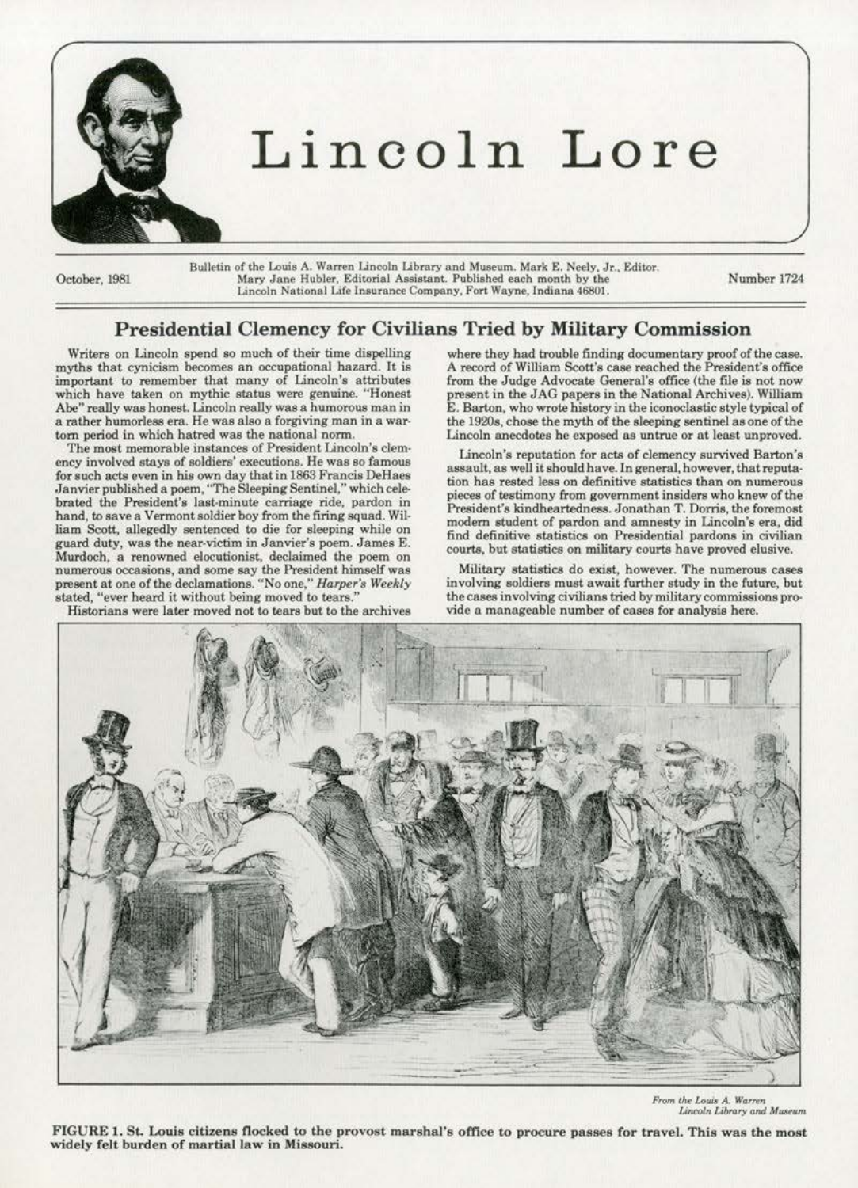# Lincoln Lore

October, 1981

Bulletin of the Louis A. Warren Lincoln Library and Museum. Mark E. Neely, Jr., Editor. Mary Jane Hubler, Editorial Assistant. Published each month by the Lincoln National Life Insurance Company, Fort Wayne, Indiana 46801.

Number 1724

## Presidential Clemency for Civilians Tried by Military Commission

Writers on Lincoln spend so much of their time dispelling myths that cynicism becomes an occupational hazard. It is important to remember that many of Lincoln's attributes which have taken on mythic status were genuine. "Honest Abe" really was honest. Lincoln really was a humorous man in a rather humorless era. He was also a forgiving man in a war-torn period in which hatred was the national norm.

The most memorable instances of President Lincoln's clemency involved stays of soldiers' executions. He was so famous for such acts even in his own day that in 1863 Francis DeHaes Janvier published a poem, "The Sleeping Sentinel," which celebrated the President's last-minute carriage ride, pardon in hand, to save a Vermont soldier boy from the firing squad. William Scott, allegedly sentenced to die for sleeping while on guard duty, was the near-victim in Janvier's poem. James E. Murdoch, a renowned elocutionist, declaimed the poem on numerous occasions, and some say the President himself was present at one of the declamations. "No one," *Harper's Weekly* stated, "ever heard it without being moved to tears."

Historians were later moved not to tears but to the archives where they had trouble finding documentary proof of the case. A record of William Scott's case reached the President's office from the Judge Advocate General's office (the file is not now present in the JAG papers in the National Archives). William E. Barton, who wrote history in the iconoclastic style typical of the 1920s, chose the myth of the sleeping sentinel as one of the Lincoln anecdotes he exposed as untrue or at least unproved.

Lincoln's reputation for acts of clemency survived Barton's assault, as well it should have. In general, however, that reputation has rested less on definitive statistics than on numerous pieces of testimony from government insiders who knew of the President's kindheartedness. Jonathan T. Dorris, the foremost modern student of pardon and amnesty in Lincoln's era, did find definitive statistics on Presidential pardons in civilian courts, but statistics on military courts have proved elusive.

Military statistics do exist, however. The numerous cases involving soldiers must await further study in the future, but the cases involving civilians tried by military commissions provide a manageable number of cases for analysis here.

*From the Louis A. Warren Lincoln Library and Museum*

**FIGURE 1. St. Louis citizens flocked to the provost marshal's office to procure passes for travel. This was the most widely felt burden of martial law in Missouri.**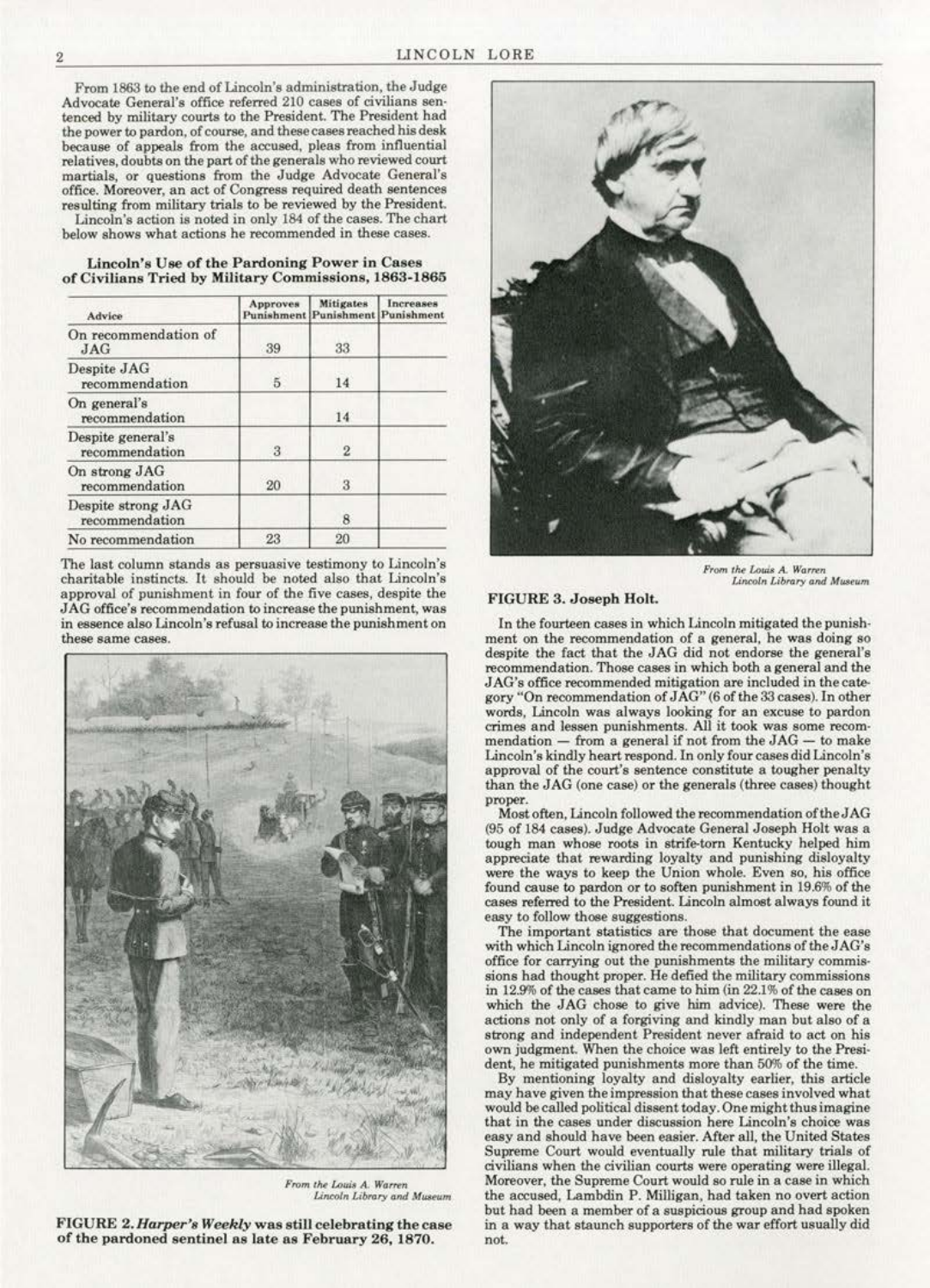From 1863 to the end of Lincoln's administration, the Judge Advocate General's office referred 210 cases of civilians sentenced by military courts to the President. The President had the power to pardon, of course, and these cases reached his desk because of appeals from the accused, pleas from influential relatives, doubts on the part of the generals who reviewed court martials, or questions from the Judge Advocate General's office. Moreover, an act of Congress required death sentences resulting from military trials to be reviewed by the President.

Lincoln's action is noted in only 184 of the cases. The chart below shows what actions he recommended in these cases.

**Lincoln's Use of the Pardoning Power in Cases of Civilians Tried by Military Commissions, 1863-1865**

| Advice | Approves Punishment | Mitigates Punishment | Increases Punishment |
|---|---|---|---|
| On recommendation of JAG | 39 | 33 | |
| Despite JAG recommendation | 5 | 14 | |
| On general's recommendation | | 14 | |
| Despite general's recommendation | 3 | 2 | |
| On strong JAG recommendation | 20 | 3 | |
| Despite strong JAG recommendation | | 8 | |
| No recommendation | 23 | 20 | |

The last column stands as persuasive testimony to Lincoln's charitable instincts. It should be noted also that Lincoln's approval of punishment in four of the five cases, despite the JAG office's recommendation to increase the punishment, was in essence also Lincoln's refusal to increase the punishment on these same cases.

*From the Louis A. Warren Lincoln Library and Museum*

**FIGURE 2.** ***Harper's Weekly*** **was still celebrating the case of the pardoned sentinel as late as February 26, 1870.**

*From the Louis A. Warren Lincoln Library and Museum*

**FIGURE 3. Joseph Holt.**

In the fourteen cases in which Lincoln mitigated the punishment on the recommendation of a general, he was doing so despite the fact that the JAG did not endorse the general's recommendation. Those cases in which both a general and the JAG's office recommended mitigation are included in the category "On recommendation of JAG" (6 of the 33 cases). In other words, Lincoln was always looking for an excuse to pardon crimes and lessen punishments. All it took was some recommendation — from a general if not from the JAG — to make Lincoln's kindly heart respond. In only four cases did Lincoln's approval of the court's sentence constitute a tougher penalty than the JAG (one case) or the generals (three cases) thought proper.

Most often, Lincoln followed the recommendation of the JAG (95 of 184 cases). Judge Advocate General Joseph Holt was a tough man whose roots in strife-torn Kentucky helped him appreciate that rewarding loyalty and punishing disloyalty were the ways to keep the Union whole. Even so, his office found cause to pardon or to soften punishment in 19.6% of the cases referred to the President. Lincoln almost always found it easy to follow those suggestions.

The important statistics are those that document the ease with which Lincoln ignored the recommendations of the JAG's office for carrying out the punishments the military commissions had thought proper. He defied the military commissions in 12.9% of the cases that came to him (in 22.1% of the cases on which the JAG chose to give him advice). These were the actions not only of a forgiving and kindly man but also of a strong and independent President never afraid to act on his own judgment. When the choice was left entirely to the President, he mitigated punishments more than 50% of the time.

By mentioning loyalty and disloyalty earlier, this article may have given the impression that these cases involved what would be called political dissent today. One might thus imagine that in the cases under discussion here Lincoln's choice was easy and should have been easier. After all, the United States Supreme Court would eventually rule that military trials of civilians when the civilian courts were operating were illegal. Moreover, the Supreme Court would so rule in a case in which the accused, Lambdin P. Milligan, had taken no overt action but had been a member of a suspicious group and had spoken in a way that staunch supporters of the war effort usually did not.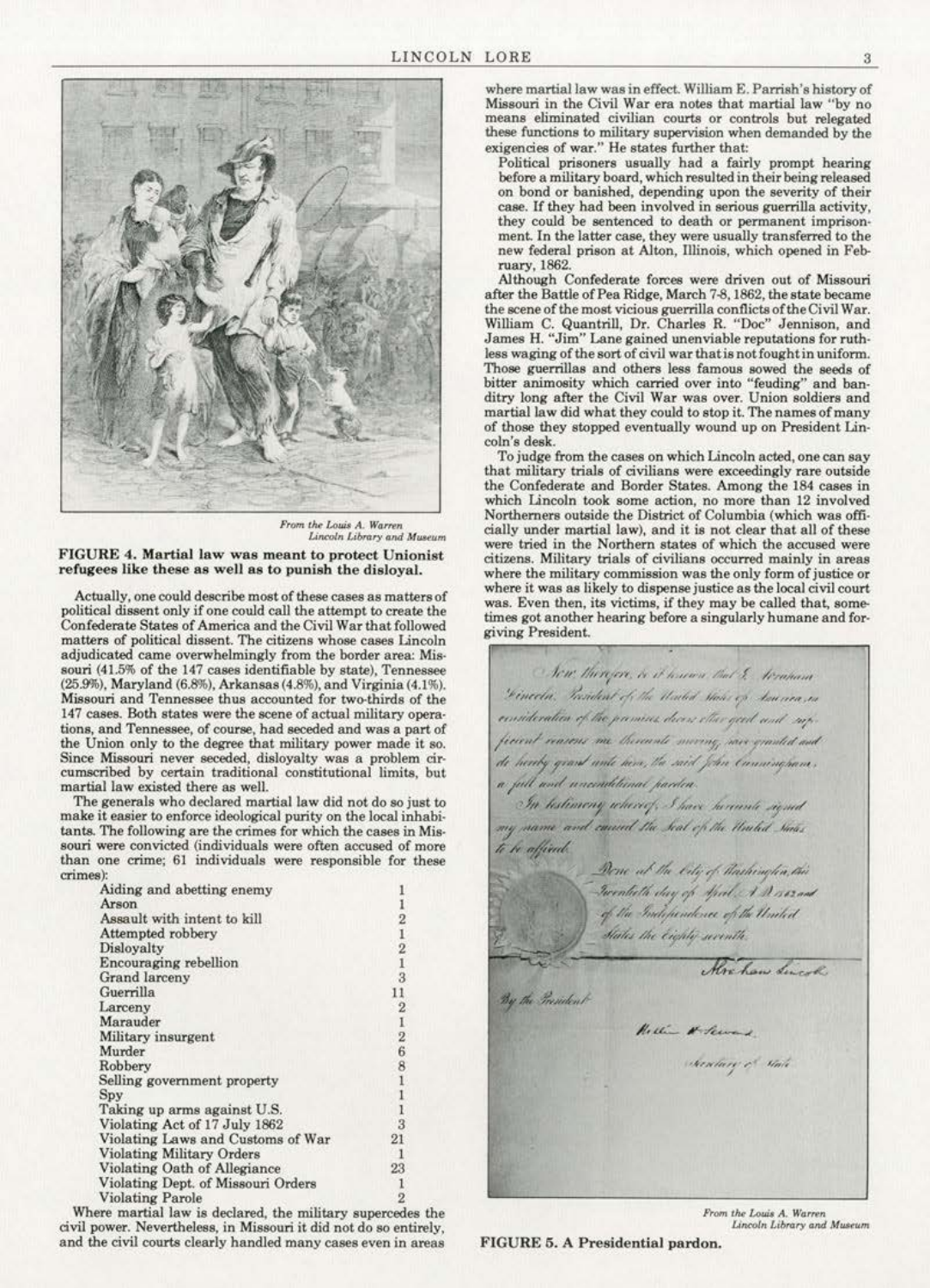From the Louis A. Warren Lincoln Library and Museum

**FIGURE 4. Martial law was meant to protect Unionist refugees like these as well as to punish the disloyal.**

Actually, one could describe most of these cases as matters of political dissent only if one could call the attempt to create the Confederate States of America and the Civil War that followed matters of political dissent. The citizens whose cases Lincoln adjudicated came overwhelmingly from the border area: Missouri (41.5% of the 147 cases identifiable by state), Tennessee (25.9%), Maryland (6.8%), Arkansas (4.8%), and Virginia (4.1%). Missouri and Tennessee thus accounted for two-thirds of the 147 cases. Both states were the scene of actual military operations, and Tennessee, of course, had seceded and was a part of the Union only to the degree that military power made it so. Since Missouri never seceded, disloyalty was a problem circumscribed by certain traditional constitutional limits, but martial law existed there as well.

The generals who declared martial law did not do so just to make it easier to enforce ideological purity on the local inhabitants. The following are the crimes for which the cases in Missouri were convicted (individuals were often accused of more than one crime; 61 individuals were responsible for these crimes):

| Crime | Number |
|---|---|
| Aiding and abetting enemy | 1 |
| Arson | 1 |
| Assault with intent to kill | 2 |
| Attempted robbery | 1 |
| Disloyalty | 2 |
| Encouraging rebellion | 1 |
| Grand larceny | 3 |
| Guerrilla | 11 |
| Larceny | 2 |
| Marauder | 1 |
| Military insurgent | 2 |
| Murder | 6 |
| Robbery | 8 |
| Selling government property | 1 |
| Spy | 1 |
| Taking up arms against U.S. | 1 |
| Violating Act of 17 July 1862 | 3 |
| Violating Laws and Customs of War | 21 |
| Violating Military Orders | 1 |
| Violating Oath of Allegiance | 23 |
| Violating Dept. of Missouri Orders | 1 |
| Violating Parole | 2 |

Where martial law is declared, the military supercedes the civil power. Nevertheless, in Missouri it did not do so entirely, and the civil courts clearly handled many cases even in areas where martial law was in effect. William E. Parrish's history of Missouri in the Civil War era notes that martial law "by no means eliminated civilian courts or controls but relegated these functions to military supervision when demanded by the exigencies of war." He states further that:

> Political prisoners usually had a fairly prompt hearing before a military board, which resulted in their being released on bond or banished, depending upon the severity of their case. If they had been involved in serious guerrilla activity, they could be sentenced to death or permanent imprisonment. In the latter case, they were usually transferred to the new federal prison at Alton, Illinois, which opened in February, 1862.

Although Confederate forces were driven out of Missouri after the Battle of Pea Ridge, March 7-8, 1862, the state became the scene of the most vicious guerrilla conflicts of the Civil War. William C. Quantrill, Dr. Charles R. "Doc" Jennison, and James H. "Jim" Lane gained unenviable reputations for ruthless waging of the sort of civil war that is not fought in uniform. Those guerrillas and others less famous sowed the seeds of bitter animosity which carried over into "feuding" and banditry long after the Civil War was over. Union soldiers and martial law did what they could to stop it. The names of many of those they stopped eventually wound up on President Lincoln's desk.

To judge from the cases on which Lincoln acted, one can say that military trials of civilians were exceedingly rare outside the Confederate and Border States. Among the 184 cases in which Lincoln took some action, no more than 12 involved Northerners outside the District of Columbia (which was officially under martial law), and it is not clear that all of these were tried in the Northern states of which the accused were citizens. Military trials of civilians occurred mainly in areas where the military commission was the only form of justice or where it was as likely to dispense justice as the local civil court was. Even then, its victims, if they may be called that, sometimes got another hearing before a singularly humane and forgiving President.

From the Louis A. Warren Lincoln Library and Museum

**FIGURE 5. A Presidential pardon.**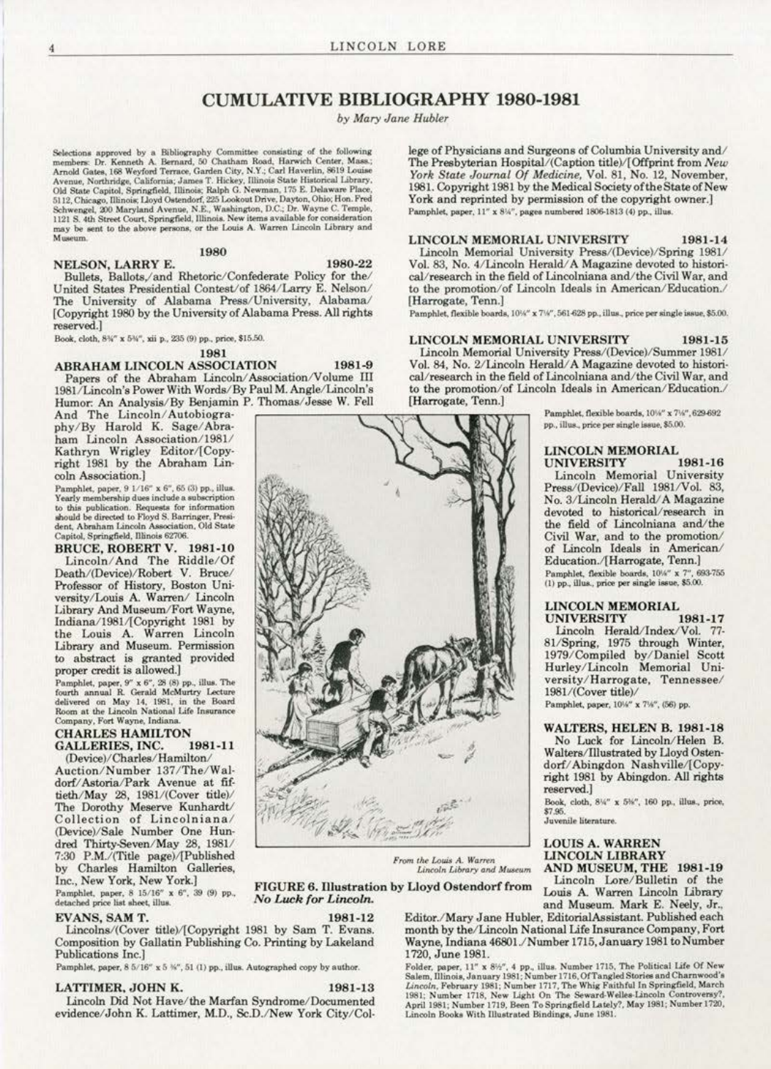# CUMULATIVE BIBLIOGRAPHY 1980-1981

*by Mary Jane Hubler*

Selections approved by a Bibliography Committee consisting of the following members: Dr. Kenneth A. Bernard, 50 Chatham Road, Harwich Center, Mass.; Arnold Gates, 168 Weyford Terrace, Garden City, N.Y.; Carl Haverlin, 8619 Louise Avenue, Northridge, California; James T. Hickey, Illinois State Historical Library, Old State Capitol, Springfield, Illinois; Ralph G. Newman, 175 E. Delaware Place, 5112, Chicago, Illinois; Lloyd Ostendorf, 225 Lookout Drive, Dayton, Ohio; Hon. Fred Schwengel, 200 Maryland Avenue, N.E., Washington, D.C.; Dr. Wayne C. Temple, 1121 S. 4th Street Court, Springfield, Illinois. New items available for consideration may be sent to the above persons, or the Louis A. Warren Lincoln Library and Museum.

## 1980

**NELSON, LARRY E. 1980-22**

Bullets, Ballots,/and Rhetoric/Confederate Policy for the/United States Presidential Contest/of 1864/Larry E. Nelson/The University of Alabama Press/University, Alabama/[Copyright 1980 by the University of Alabama Press. All rights reserved.]

Book, cloth, 8¾" x 5¾", xii p., 235 (9) pp., price, $15.50.

## 1981

**ABRAHAM LINCOLN ASSOCIATION 1981-9**

Papers of the Abraham Lincoln/Association/Volume III 1981/Lincoln's Power With Words/By Paul M. Angle/Lincoln's Humor: An Analysis/By Benjamin P. Thomas/Jesse W. Fell And The Lincoln/Autobiography/By Harold K. Sage/Abraham Lincoln Association/1981/Kathryn Wrigley Editor/[Copyright 1981 by the Abraham Lincoln Association.]

Pamphlet, paper, 9 1/16" x 6", 65 (3) pp., illus. Yearly membership dues include a subscription to this publication. Requests for information should be directed to Floyd S. Barringer, President, Abraham Lincoln Association, Old State Capitol, Springfield, Illinois 62706.

**BRUCE, ROBERT V. 1981-10**

Lincoln/And The Riddle/Of Death/(Device)/Robert V. Bruce/Professor of History, Boston University/Louis A. Warren/ Lincoln Library And Museum/Fort Wayne, Indiana/1981/[Copyright 1981 by the Louis A. Warren Lincoln Library and Museum. Permission to abstract is granted provided proper credit is allowed.]

Pamphlet, paper, 9" x 6", 28 (8) pp., illus. The fourth annual R. Gerald McMurtry Lecture delivered on May 14, 1981, in the Board Room at the Lincoln National Life Insurance Company, Fort Wayne, Indiana.

**CHARLES HAMILTON GALLERIES, INC. 1981-11**

(Device)/Charles/Hamilton/Auction/Number 137/The/Waldorf/Astoria/Park Avenue at fiftieth/May 28, 1981/(Cover title)/The Dorothy Meserve Kunhardt/Collection of Lincolniana/(Device)/Sale Number One Hundred Thirty-Seven/May 28, 1981/7:30 P.M./(Title page)/[Published by Charles Hamilton Galleries, Inc., New York, New York.]

Pamphlet, paper, 8 15/16" x 6", 39 (9) pp., detached price list sheet, illus.

**EVANS, SAM T. 1981-12**

Lincolns/(Cover title)/[Copyright 1981 by Sam T. Evans. Composition by Gallatin Publishing Co. Printing by Lakeland Publications Inc.]

Pamphlet, paper, 8 5/16" x 5 ⅜", 51 (1) pp., illus. Autographed copy by author.

**LATTIMER, JOHN K. 1981-13**

Lincoln Did Not Have/the Marfan Syndrome/Documented evidence/John K. Lattimer, M.D., Sc.D./New York City/College of Physicians and Surgeons of Columbia University and/The Presbyterian Hospital/(Caption title)/[Offprint from *New York State Journal Of Medicine*, Vol. 81, No. 12, November, 1981. Copyright 1981 by the Medical Society of the State of New York and reprinted by permission of the copyright owner.]

Pamphlet, paper, 11" x 8¼", pages numbered 1806-1813 (4) pp., illus.

**LINCOLN MEMORIAL UNIVERSITY 1981-14**

Lincoln Memorial University Press/(Device)/Spring 1981/Vol. 83, No. 4/Lincoln Herald/A Magazine devoted to historical/research in the field of Lincolniana and/the Civil War, and to the promotion/of Lincoln Ideals in American/Education./[Harrogate, Tenn.]

Pamphlet, flexible boards, 10¼" x 7¼", 561-628 pp., illus., price per single issue, $5.00.

**LINCOLN MEMORIAL UNIVERSITY 1981-15**

Lincoln Memorial University Press/(Device)/Summer 1981/Vol. 84, No. 2/Lincoln Herald/A Magazine devoted to historical/research in the field of Lincolniana and/the Civil War, and to the promotion/of Lincoln Ideals in American/Education./[Harrogate, Tenn.]

Pamphlet, flexible boards, 10¼" x 7¼", 629-692 pp., illus., price per single issue, $5.00.

**LINCOLN MEMORIAL UNIVERSITY 1981-16**

Lincoln Memorial University Press/(Device)/Fall 1981/Vol. 83, No. 3/Lincoln Herald/A Magazine devoted to historical/research in the field of Lincolniana and/the Civil War, and to the promotion/of Lincoln Ideals in American/Education./[Harrogate, Tenn.]

Pamphlet, flexible boards, 10⅛" x 7", 693-755 (1) pp., illus., price per single issue, $5.00.

**LINCOLN MEMORIAL UNIVERSITY 1981-17**

Lincoln Herald/Index/Vol. 77-81/Spring, 1975 through Winter, 1979/Compiled by/Daniel Scott Hurley/Lincoln Memorial University/Harrogate, Tennessee/1981/(Cover title)/

Pamphlet, paper, 10¼" x 7¼", (56) pp.

**WALTERS, HELEN B. 1981-18**

No Luck for Lincoln/Helen B. Walters/Illustrated by Lloyd Ostendorf/Abingdon Nashville/[Copyright 1981 by Abingdon. All rights reserved.]

Book, cloth, 8¼" x 5⅝", 160 pp., illus., price, $7.95.
Juvenile literature.

**LOUIS A. WARREN LINCOLN LIBRARY AND MUSEUM, THE 1981-19**

Lincoln Lore/Bulletin of the Louis A. Warren Lincoln Library and Museum. Mark E. Neely, Jr., Editor./Mary Jane Hubler, Editorial Assistant. Published each month by the/Lincoln National Life Insurance Company, Fort Wayne, Indiana 46801./Number 1715, January 1981 to Number 1720, June 1981.

Folder, paper, 11" x 8½", 4 pp., illus. Number 1715, The Political Life Of New Salem, Illinois, January 1981; Number 1716, Of Tangled Stories and Charnwood's *Lincoln*, February 1981; Number 1717, The Whig Faithful In Springfield, March 1981; Number 1718, New Light On The Seward-Welles-Lincoln Controversy?, April 1981; Number 1719, Been To Springfield Lately?, May 1981; Number 1720, Lincoln Books With Illustrated Bindings, June 1981.

*From the Louis A. Warren Lincoln Library and Museum*

**FIGURE 6. Illustration by Lloyd Ostendorf from *No Luck for Lincoln*.**